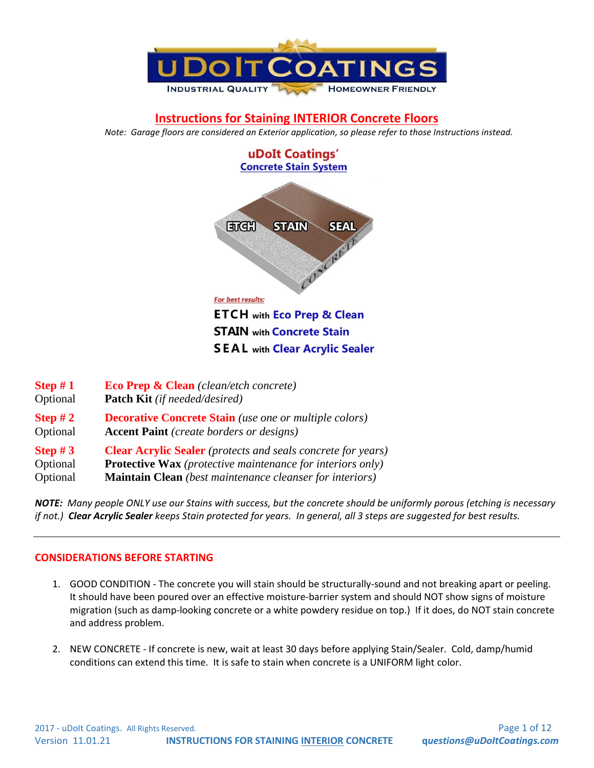# Instructions for Staining INTERIOR Concrete Floors

*Note: Garage floors are considered an Exterior application, so please refer to those Instructions instead.*

**uDoIt Coatings'**
**Concrete Stain System**

*For best results:*

**ETCH** with **Eco Prep & Clean**
**STAIN** with **Concrete Stain**
**SEAL** with **Clear Acrylic Sealer**

| | |
|---|---|
| **Step # 1** | **Eco Prep & Clean** *(clean/etch concrete)* |
| Optional | **Patch Kit** *(if needed/desired)* |
| **Step # 2** | **Decorative Concrete Stain** *(use one or multiple colors)* |
| Optional | **Accent Paint** *(create borders or designs)* |
| **Step # 3** | **Clear Acrylic Sealer** *(protects and seals concrete for years)* |
| Optional | **Protective Wax** *(protective maintenance for interiors only)* |
| Optional | **Maintain Clean** *(best maintenance cleanser for interiors)* |

***NOTE:*** *Many people ONLY use our Stains with success, but the concrete should be uniformly porous (etching is necessary if not.)* ***Clear Acrylic Sealer*** *keeps Stain protected for years. In general, all 3 steps are suggested for best results.*

---

## CONSIDERATIONS BEFORE STARTING

1. GOOD CONDITION - The concrete you will stain should be structurally-sound and not breaking apart or peeling. It should have been poured over an effective moisture-barrier system and should NOT show signs of moisture migration (such as damp-looking concrete or a white powdery residue on top.) If it does, do NOT stain concrete and address problem.

2. NEW CONCRETE - If concrete is new, wait at least 30 days before applying Stain/Sealer. Cold, damp/humid conditions can extend this time. It is safe to stain when concrete is a UNIFORM light color.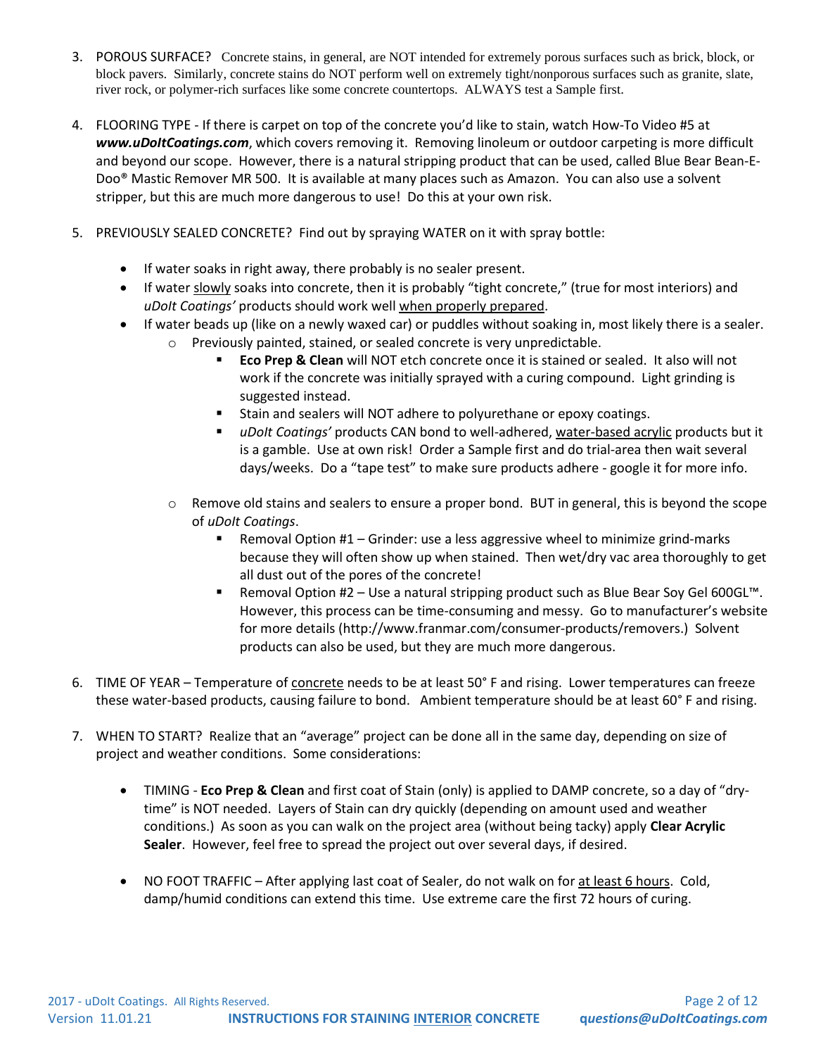3. POROUS SURFACE? Concrete stains, in general, are NOT intended for extremely porous surfaces such as brick, block, or block pavers. Similarly, concrete stains do NOT perform well on extremely tight/nonporous surfaces such as granite, slate, river rock, or polymer-rich surfaces like some concrete countertops. ALWAYS test a Sample first.

4. FLOORING TYPE - If there is carpet on top of the concrete you'd like to stain, watch How-To Video #5 at ***www.uDoItCoatings.com***, which covers removing it. Removing linoleum or outdoor carpeting is more difficult and beyond our scope. However, there is a natural stripping product that can be used, called Blue Bear Bean-E-Doo® Mastic Remover MR 500. It is available at many places such as Amazon. You can also use a solvent stripper, but this are much more dangerous to use! Do this at your own risk.

5. PREVIOUSLY SEALED CONCRETE? Find out by spraying WATER on it with spray bottle:
   - If water soaks in right away, there probably is no sealer present.
   - If water <u>slowly</u> soaks into concrete, then it is probably "tight concrete," (true for most interiors) and *uDoIt Coatings'* products should work well <u>when properly prepared</u>.
   - If water beads up (like on a newly waxed car) or puddles without soaking in, most likely there is a sealer.
     - Previously painted, stained, or sealed concrete is very unpredictable.
       - **Eco Prep & Clean** will NOT etch concrete once it is stained or sealed. It also will not work if the concrete was initially sprayed with a curing compound. Light grinding is suggested instead.
       - Stain and sealers will NOT adhere to polyurethane or epoxy coatings.
       - *uDoIt Coatings'* products CAN bond to well-adhered, <u>water-based acrylic</u> products but it is a gamble. Use at own risk! Order a Sample first and do trial-area then wait several days/weeks. Do a "tape test" to make sure products adhere - google it for more info.
     - Remove old stains and sealers to ensure a proper bond. BUT in general, this is beyond the scope of *uDoIt Coatings*.
       - Removal Option #1 – Grinder: use a less aggressive wheel to minimize grind-marks because they will often show up when stained. Then wet/dry vac area thoroughly to get all dust out of the pores of the concrete!
       - Removal Option #2 – Use a natural stripping product such as Blue Bear Soy Gel 600GL™. However, this process can be time-consuming and messy. Go to manufacturer's website for more details (http://www.franmar.com/consumer-products/removers.) Solvent products can also be used, but they are much more dangerous.

6. TIME OF YEAR – Temperature of <u>concrete</u> needs to be at least 50° F and rising. Lower temperatures can freeze these water-based products, causing failure to bond. Ambient temperature should be at least 60° F and rising.

7. WHEN TO START? Realize that an "average" project can be done all in the same day, depending on size of project and weather conditions. Some considerations:
   - TIMING - **Eco Prep & Clean** and first coat of Stain (only) is applied to DAMP concrete, so a day of "dry-time" is NOT needed. Layers of Stain can dry quickly (depending on amount used and weather conditions.) As soon as you can walk on the project area (without being tacky) apply **Clear Acrylic Sealer**. However, feel free to spread the project out over several days, if desired.
   - NO FOOT TRAFFIC – After applying last coat of Sealer, do not walk on for <u>at least 6 hours</u>. Cold, damp/humid conditions can extend this time. Use extreme care the first 72 hours of curing.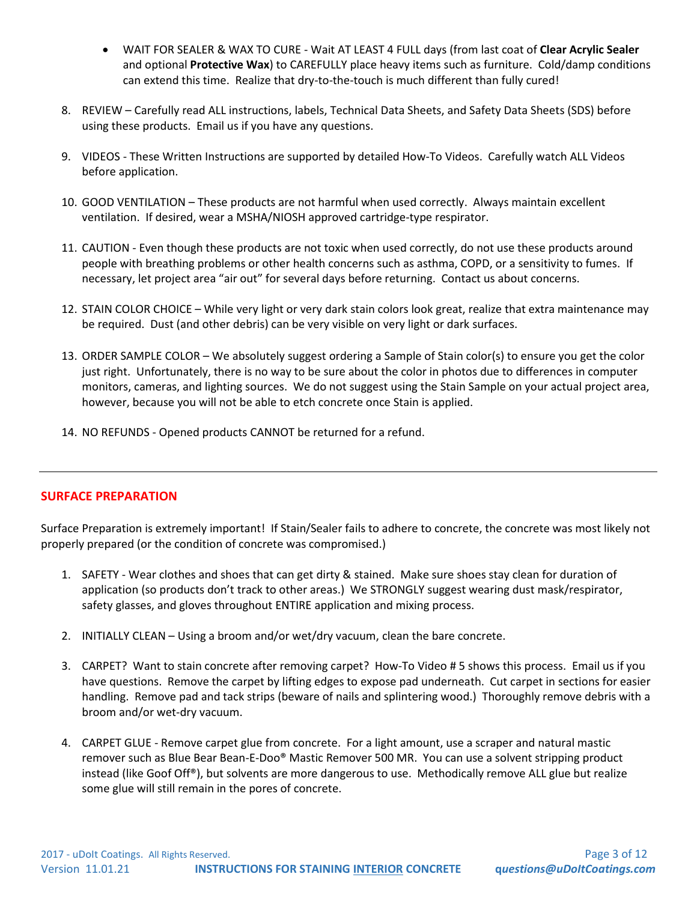- WAIT FOR SEALER & WAX TO CURE - Wait AT LEAST 4 FULL days (from last coat of **Clear Acrylic Sealer** and optional **Protective Wax**) to CAREFULLY place heavy items such as furniture. Cold/damp conditions can extend this time. Realize that dry-to-the-touch is much different than fully cured!

8. REVIEW – Carefully read ALL instructions, labels, Technical Data Sheets, and Safety Data Sheets (SDS) before using these products. Email us if you have any questions.

9. VIDEOS - These Written Instructions are supported by detailed How-To Videos. Carefully watch ALL Videos before application.

10. GOOD VENTILATION – These products are not harmful when used correctly. Always maintain excellent ventilation. If desired, wear a MSHA/NIOSH approved cartridge-type respirator.

11. CAUTION - Even though these products are not toxic when used correctly, do not use these products around people with breathing problems or other health concerns such as asthma, COPD, or a sensitivity to fumes. If necessary, let project area "air out" for several days before returning. Contact us about concerns.

12. STAIN COLOR CHOICE – While very light or very dark stain colors look great, realize that extra maintenance may be required. Dust (and other debris) can be very visible on very light or dark surfaces.

13. ORDER SAMPLE COLOR – We absolutely suggest ordering a Sample of Stain color(s) to ensure you get the color just right. Unfortunately, there is no way to be sure about the color in photos due to differences in computer monitors, cameras, and lighting sources. We do not suggest using the Stain Sample on your actual project area, however, because you will not be able to etch concrete once Stain is applied.

14. NO REFUNDS - Opened products CANNOT be returned for a refund.

---

## SURFACE PREPARATION

Surface Preparation is extremely important! If Stain/Sealer fails to adhere to concrete, the concrete was most likely not properly prepared (or the condition of concrete was compromised.)

1. SAFETY - Wear clothes and shoes that can get dirty & stained. Make sure shoes stay clean for duration of application (so products don't track to other areas.) We STRONGLY suggest wearing dust mask/respirator, safety glasses, and gloves throughout ENTIRE application and mixing process.

2. INITIALLY CLEAN – Using a broom and/or wet/dry vacuum, clean the bare concrete.

3. CARPET? Want to stain concrete after removing carpet? How-To Video # 5 shows this process. Email us if you have questions. Remove the carpet by lifting edges to expose pad underneath. Cut carpet in sections for easier handling. Remove pad and tack strips (beware of nails and splintering wood.) Thoroughly remove debris with a broom and/or wet-dry vacuum.

4. CARPET GLUE - Remove carpet glue from concrete. For a light amount, use a scraper and natural mastic remover such as Blue Bear Bean-E-Doo® Mastic Remover 500 MR. You can use a solvent stripping product instead (like Goof Off®), but solvents are more dangerous to use. Methodically remove ALL glue but realize some glue will still remain in the pores of concrete.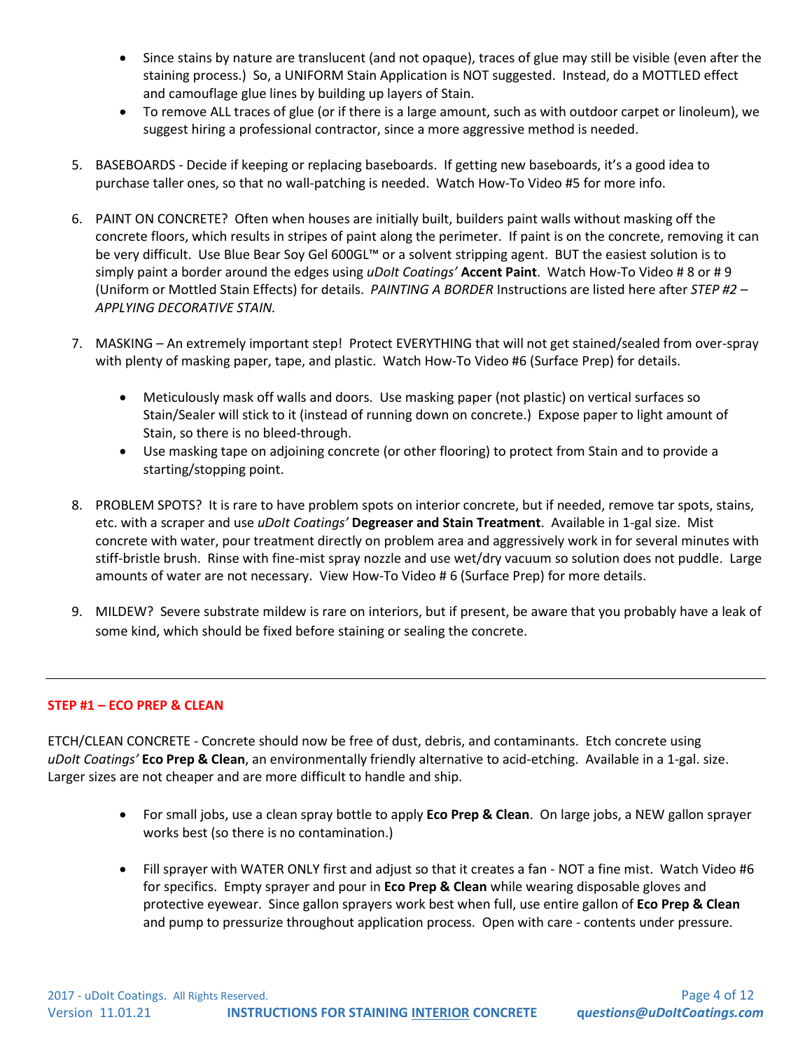- Since stains by nature are translucent (and not opaque), traces of glue may still be visible (even after the staining process.) So, a UNIFORM Stain Application is NOT suggested. Instead, do a MOTTLED effect and camouflage glue lines by building up layers of Stain.
- To remove ALL traces of glue (or if there is a large amount, such as with outdoor carpet or linoleum), we suggest hiring a professional contractor, since a more aggressive method is needed.

5. BASEBOARDS - Decide if keeping or replacing baseboards. If getting new baseboards, it's a good idea to purchase taller ones, so that no wall-patching is needed. Watch How-To Video #5 for more info.

6. PAINT ON CONCRETE? Often when houses are initially built, builders paint walls without masking off the concrete floors, which results in stripes of paint along the perimeter. If paint is on the concrete, removing it can be very difficult. Use Blue Bear Soy Gel 600GL™ or a solvent stripping agent. BUT the easiest solution is to simply paint a border around the edges using *uDoIt Coatings'* **Accent Paint**. Watch How-To Video # 8 or # 9 (Uniform or Mottled Stain Effects) for details. *PAINTING A BORDER* Instructions are listed here after *STEP #2 – APPLYING DECORATIVE STAIN.*

7. MASKING – An extremely important step! Protect EVERYTHING that will not get stained/sealed from over-spray with plenty of masking paper, tape, and plastic. Watch How-To Video #6 (Surface Prep) for details.

   - Meticulously mask off walls and doors. Use masking paper (not plastic) on vertical surfaces so Stain/Sealer will stick to it (instead of running down on concrete.) Expose paper to light amount of Stain, so there is no bleed-through.
   - Use masking tape on adjoining concrete (or other flooring) to protect from Stain and to provide a starting/stopping point.

8. PROBLEM SPOTS? It is rare to have problem spots on interior concrete, but if needed, remove tar spots, stains, etc. with a scraper and use *uDoIt Coatings'* **Degreaser and Stain Treatment**. Available in 1-gal size. Mist concrete with water, pour treatment directly on problem area and aggressively work in for several minutes with stiff-bristle brush. Rinse with fine-mist spray nozzle and use wet/dry vacuum so solution does not puddle. Large amounts of water are not necessary. View How-To Video # 6 (Surface Prep) for more details.

9. MILDEW? Severe substrate mildew is rare on interiors, but if present, be aware that you probably have a leak of some kind, which should be fixed before staining or sealing the concrete.

---

## STEP #1 – ECO PREP & CLEAN

ETCH/CLEAN CONCRETE - Concrete should now be free of dust, debris, and contaminants. Etch concrete using *uDoIt Coatings'* **Eco Prep & Clean**, an environmentally friendly alternative to acid-etching. Available in a 1-gal. size. Larger sizes are not cheaper and are more difficult to handle and ship.

- For small jobs, use a clean spray bottle to apply **Eco Prep & Clean**. On large jobs, a NEW gallon sprayer works best (so there is no contamination.)

- Fill sprayer with WATER ONLY first and adjust so that it creates a fan - NOT a fine mist. Watch Video #6 for specifics. Empty sprayer and pour in **Eco Prep & Clean** while wearing disposable gloves and protective eyewear. Since gallon sprayers work best when full, use entire gallon of **Eco Prep & Clean** and pump to pressurize throughout application process. Open with care - contents under pressure.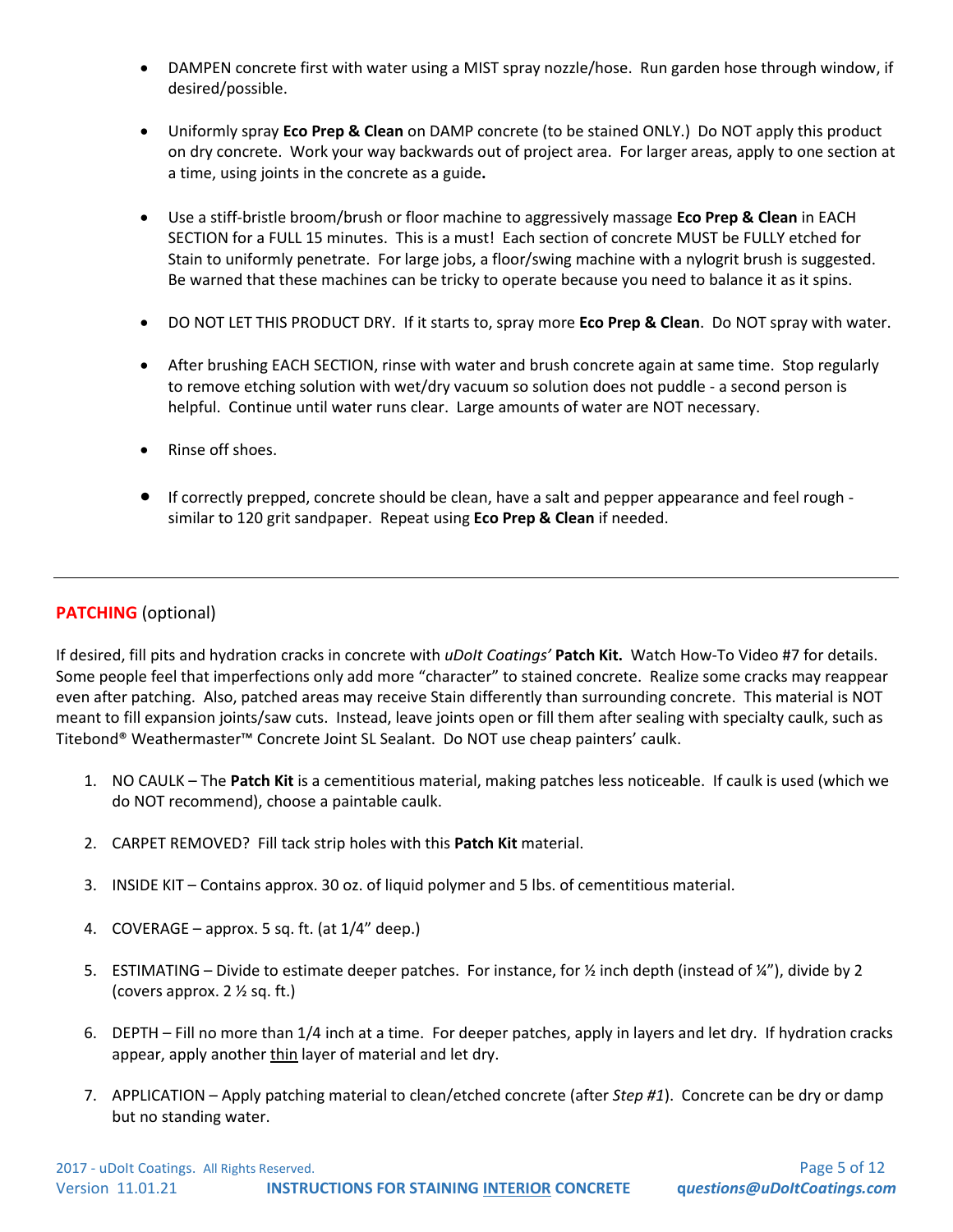- DAMPEN concrete first with water using a MIST spray nozzle/hose. Run garden hose through window, if desired/possible.

- Uniformly spray **Eco Prep & Clean** on DAMP concrete (to be stained ONLY.) Do NOT apply this product on dry concrete. Work your way backwards out of project area. For larger areas, apply to one section at a time, using joints in the concrete as a guide**.**

- Use a stiff-bristle broom/brush or floor machine to aggressively massage **Eco Prep & Clean** in EACH SECTION for a FULL 15 minutes. This is a must! Each section of concrete MUST be FULLY etched for Stain to uniformly penetrate. For large jobs, a floor/swing machine with a nylogrit brush is suggested. Be warned that these machines can be tricky to operate because you need to balance it as it spins.

- DO NOT LET THIS PRODUCT DRY. If it starts to, spray more **Eco Prep & Clean**. Do NOT spray with water.

- After brushing EACH SECTION, rinse with water and brush concrete again at same time. Stop regularly to remove etching solution with wet/dry vacuum so solution does not puddle - a second person is helpful. Continue until water runs clear. Large amounts of water are NOT necessary.

- Rinse off shoes.

- If correctly prepped, concrete should be clean, have a salt and pepper appearance and feel rough - similar to 120 grit sandpaper. Repeat using **Eco Prep & Clean** if needed.

---

## PATCHING (optional)

If desired, fill pits and hydration cracks in concrete with *uDoIt Coatings'* **Patch Kit.** Watch How-To Video #7 for details. Some people feel that imperfections only add more "character" to stained concrete. Realize some cracks may reappear even after patching. Also, patched areas may receive Stain differently than surrounding concrete. This material is NOT meant to fill expansion joints/saw cuts. Instead, leave joints open or fill them after sealing with specialty caulk, such as Titebond® Weathermaster™ Concrete Joint SL Sealant. Do NOT use cheap painters' caulk.

1. NO CAULK – The **Patch Kit** is a cementitious material, making patches less noticeable. If caulk is used (which we do NOT recommend), choose a paintable caulk.

2. CARPET REMOVED? Fill tack strip holes with this **Patch Kit** material.

3. INSIDE KIT – Contains approx. 30 oz. of liquid polymer and 5 lbs. of cementitious material.

4. COVERAGE – approx. 5 sq. ft. (at 1/4" deep.)

5. ESTIMATING – Divide to estimate deeper patches. For instance, for ½ inch depth (instead of ¼"), divide by 2 (covers approx. 2 ½ sq. ft.)

6. DEPTH – Fill no more than 1/4 inch at a time. For deeper patches, apply in layers and let dry. If hydration cracks appear, apply another <u>thin</u> layer of material and let dry.

7. APPLICATION – Apply patching material to clean/etched concrete (after *Step #1*). Concrete can be dry or damp but no standing water.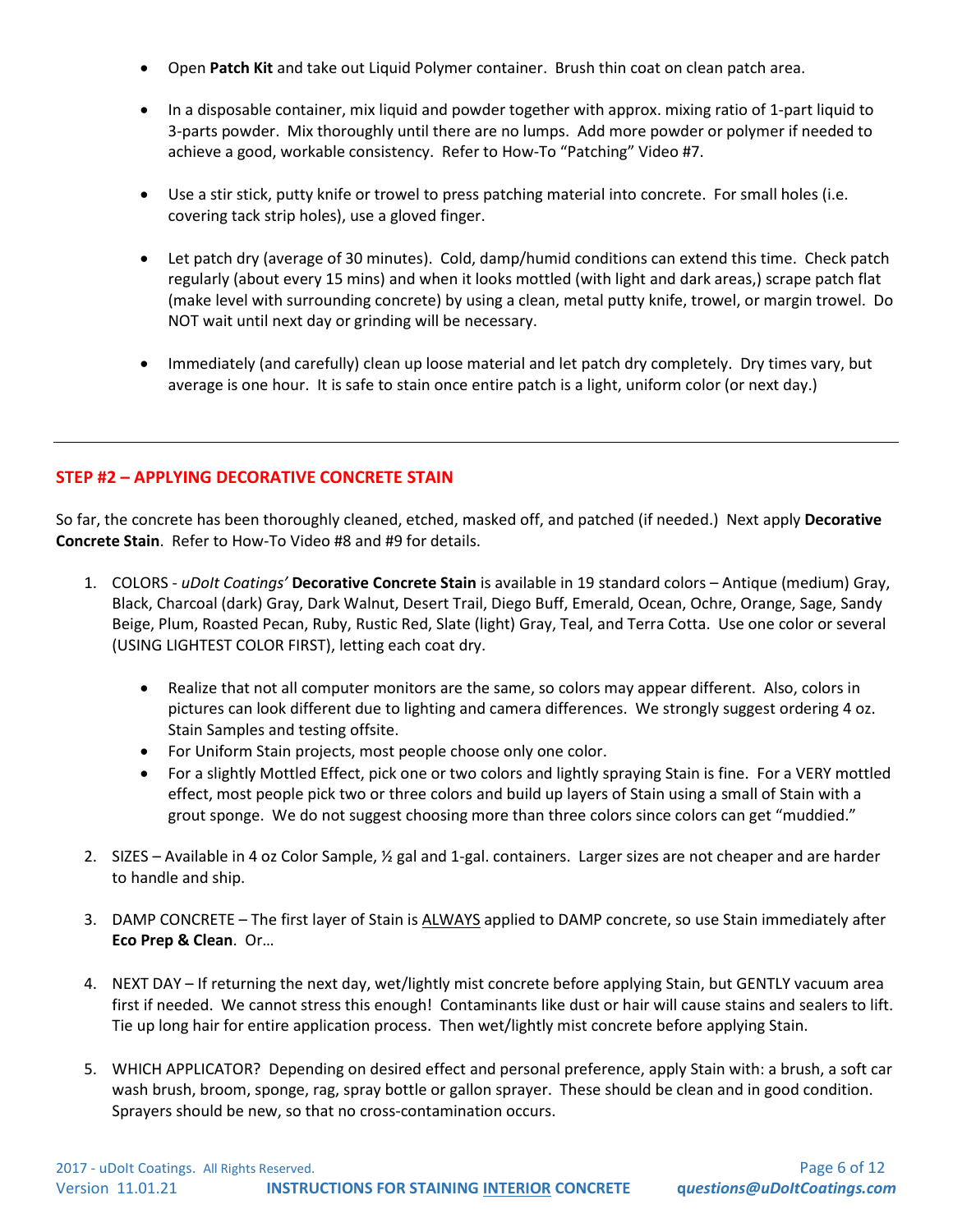- Open **Patch Kit** and take out Liquid Polymer container. Brush thin coat on clean patch area.

- In a disposable container, mix liquid and powder together with approx. mixing ratio of 1-part liquid to 3-parts powder. Mix thoroughly until there are no lumps. Add more powder or polymer if needed to achieve a good, workable consistency. Refer to How-To "Patching" Video #7.

- Use a stir stick, putty knife or trowel to press patching material into concrete. For small holes (i.e. covering tack strip holes), use a gloved finger.

- Let patch dry (average of 30 minutes). Cold, damp/humid conditions can extend this time. Check patch regularly (about every 15 mins) and when it looks mottled (with light and dark areas,) scrape patch flat (make level with surrounding concrete) by using a clean, metal putty knife, trowel, or margin trowel. Do NOT wait until next day or grinding will be necessary.

- Immediately (and carefully) clean up loose material and let patch dry completely. Dry times vary, but average is one hour. It is safe to stain once entire patch is a light, uniform color (or next day.)

---

## STEP #2 – APPLYING DECORATIVE CONCRETE STAIN

So far, the concrete has been thoroughly cleaned, etched, masked off, and patched (if needed.) Next apply **Decorative Concrete Stain**. Refer to How-To Video #8 and #9 for details.

1. COLORS - *uDoIt Coatings'* **Decorative Concrete Stain** is available in 19 standard colors – Antique (medium) Gray, Black, Charcoal (dark) Gray, Dark Walnut, Desert Trail, Diego Buff, Emerald, Ocean, Ochre, Orange, Sage, Sandy Beige, Plum, Roasted Pecan, Ruby, Rustic Red, Slate (light) Gray, Teal, and Terra Cotta. Use one color or several (USING LIGHTEST COLOR FIRST), letting each coat dry.

   - Realize that not all computer monitors are the same, so colors may appear different. Also, colors in pictures can look different due to lighting and camera differences. We strongly suggest ordering 4 oz. Stain Samples and testing offsite.
   - For Uniform Stain projects, most people choose only one color.
   - For a slightly Mottled Effect, pick one or two colors and lightly spraying Stain is fine. For a VERY mottled effect, most people pick two or three colors and build up layers of Stain using a small of Stain with a grout sponge. We do not suggest choosing more than three colors since colors can get "muddied."

2. SIZES – Available in 4 oz Color Sample, ½ gal and 1-gal. containers. Larger sizes are not cheaper and are harder to handle and ship.

3. DAMP CONCRETE – The first layer of Stain is <u>ALWAYS</u> applied to DAMP concrete, so use Stain immediately after **Eco Prep & Clean**. Or…

4. NEXT DAY – If returning the next day, wet/lightly mist concrete before applying Stain, but GENTLY vacuum area first if needed. We cannot stress this enough! Contaminants like dust or hair will cause stains and sealers to lift. Tie up long hair for entire application process. Then wet/lightly mist concrete before applying Stain.

5. WHICH APPLICATOR? Depending on desired effect and personal preference, apply Stain with: a brush, a soft car wash brush, broom, sponge, rag, spray bottle or gallon sprayer. These should be clean and in good condition. Sprayers should be new, so that no cross-contamination occurs.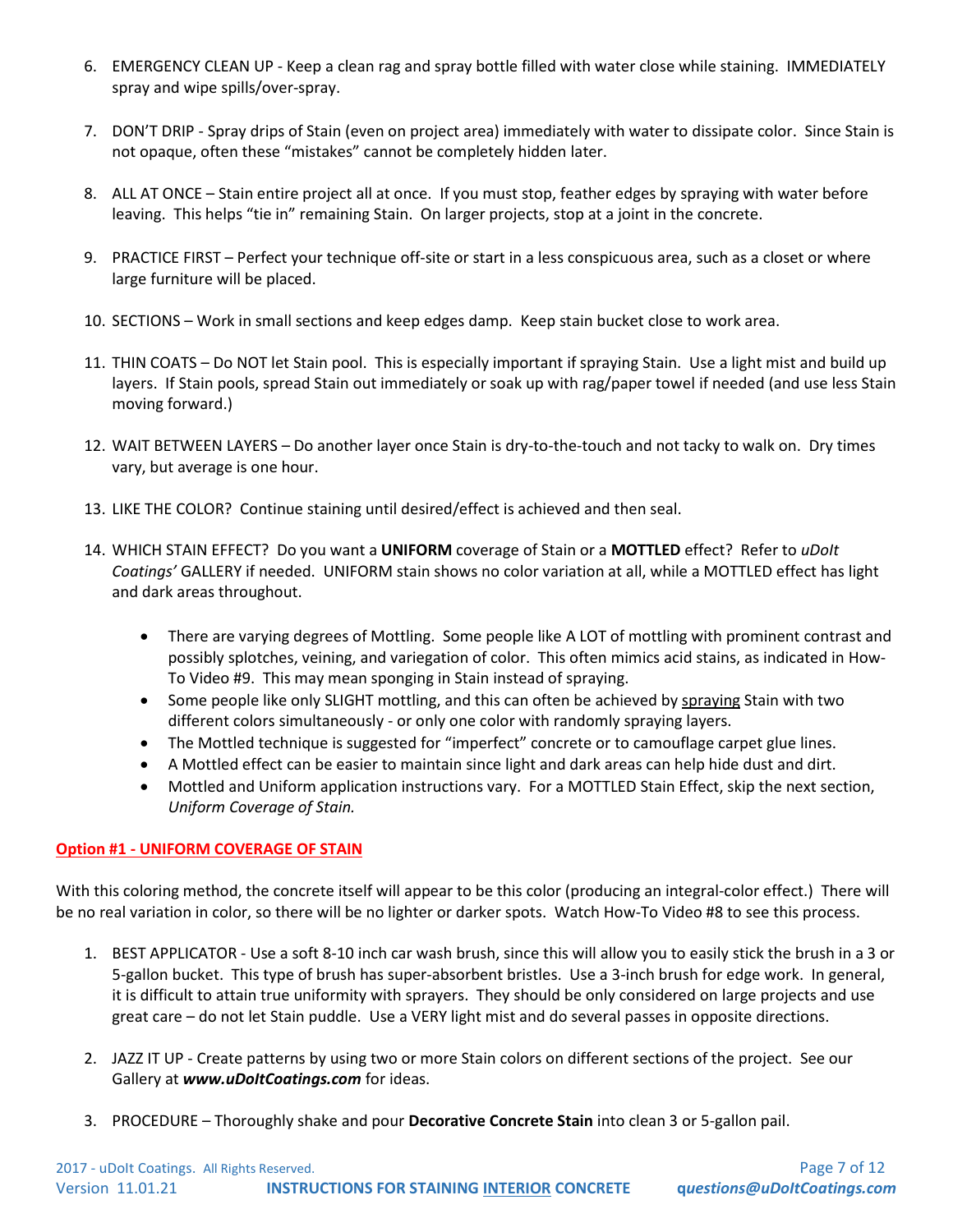6. EMERGENCY CLEAN UP - Keep a clean rag and spray bottle filled with water close while staining. IMMEDIATELY spray and wipe spills/over-spray.

7. DON'T DRIP - Spray drips of Stain (even on project area) immediately with water to dissipate color. Since Stain is not opaque, often these "mistakes" cannot be completely hidden later.

8. ALL AT ONCE – Stain entire project all at once. If you must stop, feather edges by spraying with water before leaving. This helps "tie in" remaining Stain. On larger projects, stop at a joint in the concrete.

9. PRACTICE FIRST – Perfect your technique off-site or start in a less conspicuous area, such as a closet or where large furniture will be placed.

10. SECTIONS – Work in small sections and keep edges damp. Keep stain bucket close to work area.

11. THIN COATS – Do NOT let Stain pool. This is especially important if spraying Stain. Use a light mist and build up layers. If Stain pools, spread Stain out immediately or soak up with rag/paper towel if needed (and use less Stain moving forward.)

12. WAIT BETWEEN LAYERS – Do another layer once Stain is dry-to-the-touch and not tacky to walk on. Dry times vary, but average is one hour.

13. LIKE THE COLOR? Continue staining until desired/effect is achieved and then seal.

14. WHICH STAIN EFFECT? Do you want a **UNIFORM** coverage of Stain or a **MOTTLED** effect? Refer to *uDoIt Coatings'* GALLERY if needed. UNIFORM stain shows no color variation at all, while a MOTTLED effect has light and dark areas throughout.

    - There are varying degrees of Mottling. Some people like A LOT of mottling with prominent contrast and possibly splotches, veining, and variegation of color. This often mimics acid stains, as indicated in How-To Video #9. This may mean sponging in Stain instead of spraying.
    - Some people like only SLIGHT mottling, and this can often be achieved by spraying Stain with two different colors simultaneously - or only one color with randomly spraying layers.
    - The Mottled technique is suggested for "imperfect" concrete or to camouflage carpet glue lines.
    - A Mottled effect can be easier to maintain since light and dark areas can help hide dust and dirt.
    - Mottled and Uniform application instructions vary. For a MOTTLED Stain Effect, skip the next section, *Uniform Coverage of Stain.*

## Option #1 - UNIFORM COVERAGE OF STAIN

With this coloring method, the concrete itself will appear to be this color (producing an integral-color effect.) There will be no real variation in color, so there will be no lighter or darker spots. Watch How-To Video #8 to see this process.

1. BEST APPLICATOR - Use a soft 8-10 inch car wash brush, since this will allow you to easily stick the brush in a 3 or 5-gallon bucket. This type of brush has super-absorbent bristles. Use a 3-inch brush for edge work. In general, it is difficult to attain true uniformity with sprayers. They should be only considered on large projects and use great care – do not let Stain puddle. Use a VERY light mist and do several passes in opposite directions.

2. JAZZ IT UP - Create patterns by using two or more Stain colors on different sections of the project. See our Gallery at ***www.uDoItCoatings.com*** for ideas.

3. PROCEDURE – Thoroughly shake and pour **Decorative Concrete Stain** into clean 3 or 5-gallon pail.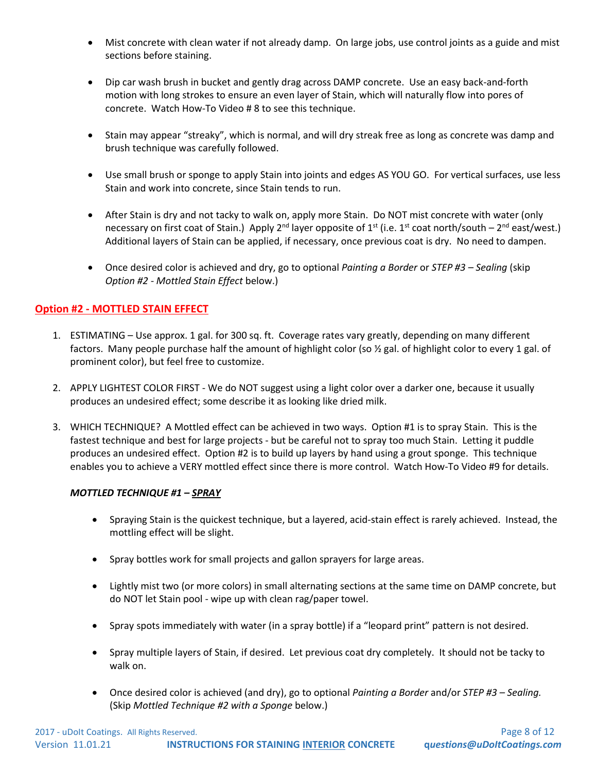- Mist concrete with clean water if not already damp. On large jobs, use control joints as a guide and mist sections before staining.

- Dip car wash brush in bucket and gently drag across DAMP concrete. Use an easy back-and-forth motion with long strokes to ensure an even layer of Stain, which will naturally flow into pores of concrete. Watch How-To Video # 8 to see this technique.

- Stain may appear "streaky", which is normal, and will dry streak free as long as concrete was damp and brush technique was carefully followed.

- Use small brush or sponge to apply Stain into joints and edges AS YOU GO. For vertical surfaces, use less Stain and work into concrete, since Stain tends to run.

- After Stain is dry and not tacky to walk on, apply more Stain. Do NOT mist concrete with water (only necessary on first coat of Stain.) Apply 2nd layer opposite of 1st (i.e. 1st coat north/south – 2nd east/west.) Additional layers of Stain can be applied, if necessary, once previous coat is dry. No need to dampen.

- Once desired color is achieved and dry, go to optional *Painting a Border* or *STEP #3 – Sealing* (skip *Option #2 - Mottled Stain Effect* below.)

## Option #2 - MOTTLED STAIN EFFECT

1. ESTIMATING – Use approx. 1 gal. for 300 sq. ft. Coverage rates vary greatly, depending on many different factors. Many people purchase half the amount of highlight color (so ½ gal. of highlight color to every 1 gal. of prominent color), but feel free to customize.

2. APPLY LIGHTEST COLOR FIRST - We do NOT suggest using a light color over a darker one, because it usually produces an undesired effect; some describe it as looking like dried milk.

3. WHICH TECHNIQUE? A Mottled effect can be achieved in two ways. Option #1 is to spray Stain. This is the fastest technique and best for large projects - but be careful not to spray too much Stain. Letting it puddle produces an undesired effect. Option #2 is to build up layers by hand using a grout sponge. This technique enables you to achieve a VERY mottled effect since there is more control. Watch How-To Video #9 for details.

   ***MOTTLED TECHNIQUE #1 – SPRAY***

   - Spraying Stain is the quickest technique, but a layered, acid-stain effect is rarely achieved. Instead, the mottling effect will be slight.

   - Spray bottles work for small projects and gallon sprayers for large areas.

   - Lightly mist two (or more colors) in small alternating sections at the same time on DAMP concrete, but do NOT let Stain pool - wipe up with clean rag/paper towel.

   - Spray spots immediately with water (in a spray bottle) if a "leopard print" pattern is not desired.

   - Spray multiple layers of Stain, if desired. Let previous coat dry completely. It should not be tacky to walk on.

   - Once desired color is achieved (and dry), go to optional *Painting a Border* and/or *STEP #3 – Sealing.* (Skip *Mottled Technique #2 with a Sponge* below.)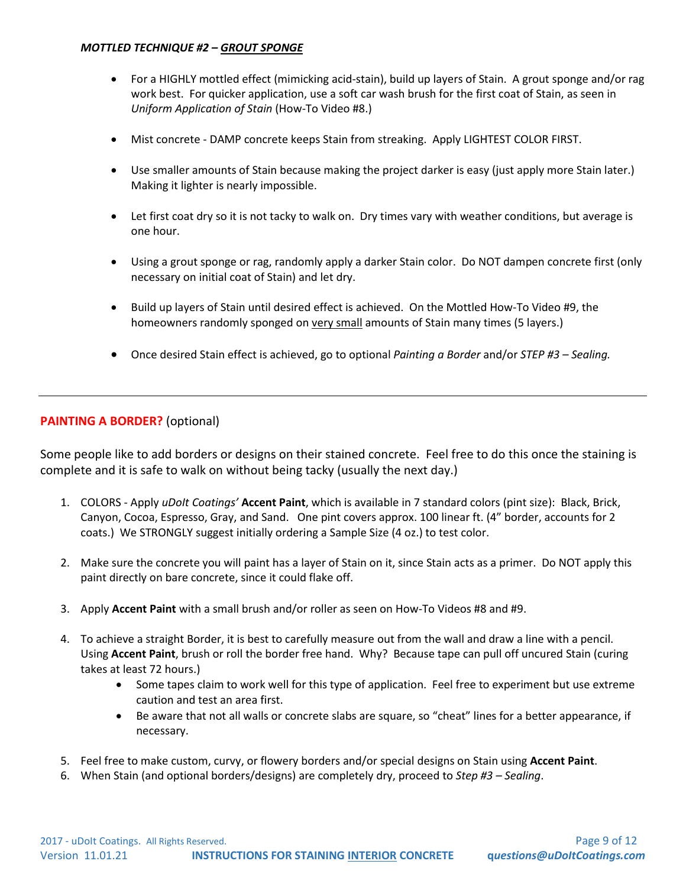### *MOTTLED TECHNIQUE #2 – GROUT SPONGE*

- For a HIGHLY mottled effect (mimicking acid-stain), build up layers of Stain. A grout sponge and/or rag work best. For quicker application, use a soft car wash brush for the first coat of Stain, as seen in *Uniform Application of Stain* (How-To Video #8.)
- Mist concrete - DAMP concrete keeps Stain from streaking. Apply LIGHTEST COLOR FIRST.
- Use smaller amounts of Stain because making the project darker is easy (just apply more Stain later.) Making it lighter is nearly impossible.
- Let first coat dry so it is not tacky to walk on. Dry times vary with weather conditions, but average is one hour.
- Using a grout sponge or rag, randomly apply a darker Stain color. Do NOT dampen concrete first (only necessary on initial coat of Stain) and let dry.
- Build up layers of Stain until desired effect is achieved. On the Mottled How-To Video #9, the homeowners randomly sponged on very small amounts of Stain many times (5 layers.)
- Once desired Stain effect is achieved, go to optional *Painting a Border* and/or *STEP #3 – Sealing.*

---

## **PAINTING A BORDER?** (optional)

Some people like to add borders or designs on their stained concrete. Feel free to do this once the staining is complete and it is safe to walk on without being tacky (usually the next day.)

1. COLORS - Apply *uDoIt Coatings'* **Accent Paint**, which is available in 7 standard colors (pint size): Black, Brick, Canyon, Cocoa, Espresso, Gray, and Sand. One pint covers approx. 100 linear ft. (4" border, accounts for 2 coats.) We STRONGLY suggest initially ordering a Sample Size (4 oz.) to test color.
2. Make sure the concrete you will paint has a layer of Stain on it, since Stain acts as a primer. Do NOT apply this paint directly on bare concrete, since it could flake off.
3. Apply **Accent Paint** with a small brush and/or roller as seen on How-To Videos #8 and #9.
4. To achieve a straight Border, it is best to carefully measure out from the wall and draw a line with a pencil. Using **Accent Paint**, brush or roll the border free hand. Why? Because tape can pull off uncured Stain (curing takes at least 72 hours.)
   - Some tapes claim to work well for this type of application. Feel free to experiment but use extreme caution and test an area first.
   - Be aware that not all walls or concrete slabs are square, so "cheat" lines for a better appearance, if necessary.
5. Feel free to make custom, curvy, or flowery borders and/or special designs on Stain using **Accent Paint**.
6. When Stain (and optional borders/designs) are completely dry, proceed to *Step #3 – Sealing*.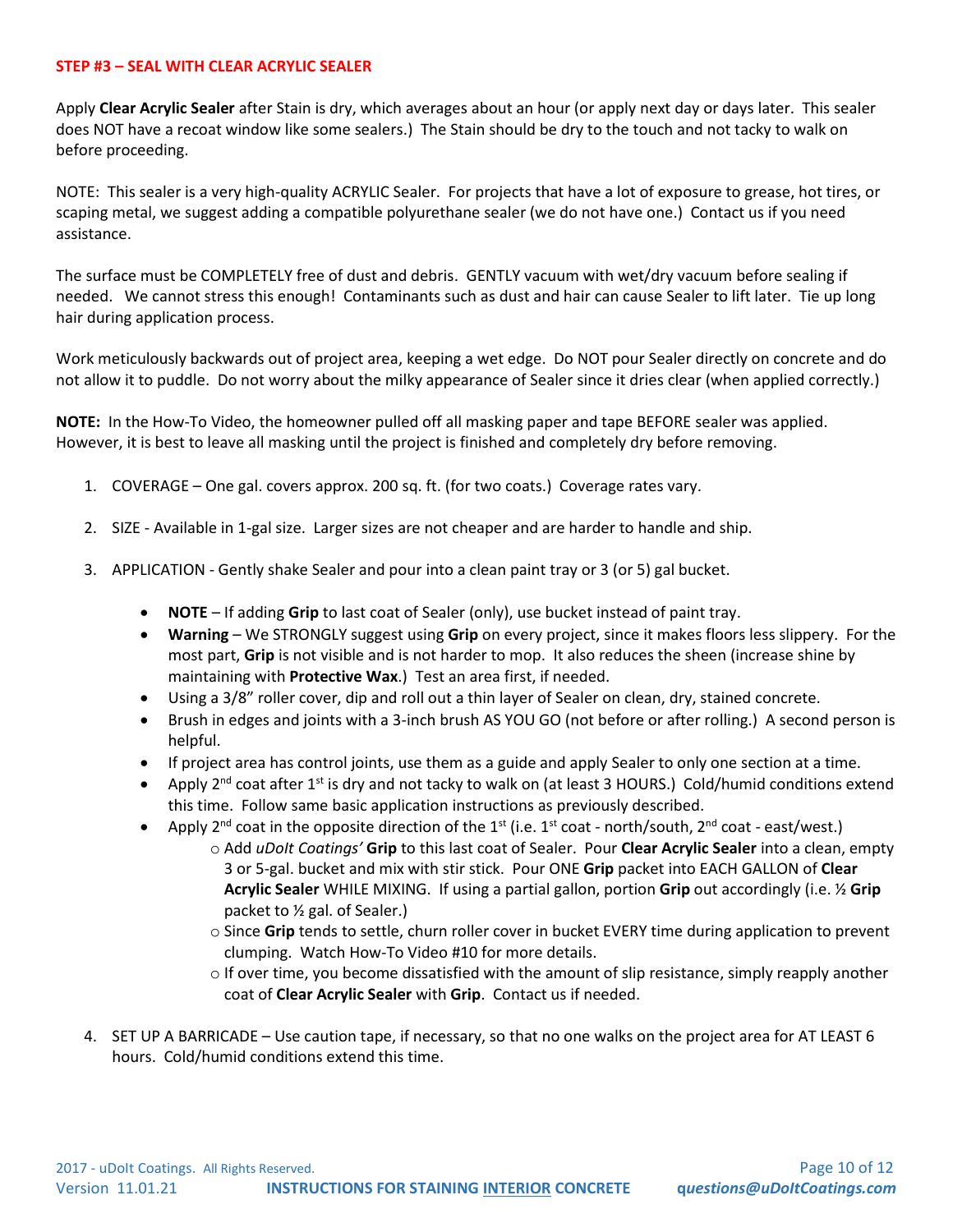## STEP #3 – SEAL WITH CLEAR ACRYLIC SEALER

Apply **Clear Acrylic Sealer** after Stain is dry, which averages about an hour (or apply next day or days later. This sealer does NOT have a recoat window like some sealers.) The Stain should be dry to the touch and not tacky to walk on before proceeding.

NOTE: This sealer is a very high-quality ACRYLIC Sealer. For projects that have a lot of exposure to grease, hot tires, or scaping metal, we suggest adding a compatible polyurethane sealer (we do not have one.) Contact us if you need assistance.

The surface must be COMPLETELY free of dust and debris. GENTLY vacuum with wet/dry vacuum before sealing if needed. We cannot stress this enough! Contaminants such as dust and hair can cause Sealer to lift later. Tie up long hair during application process.

Work meticulously backwards out of project area, keeping a wet edge. Do NOT pour Sealer directly on concrete and do not allow it to puddle. Do not worry about the milky appearance of Sealer since it dries clear (when applied correctly.)

**NOTE:** In the How-To Video, the homeowner pulled off all masking paper and tape BEFORE sealer was applied. However, it is best to leave all masking until the project is finished and completely dry before removing.

1. COVERAGE – One gal. covers approx. 200 sq. ft. (for two coats.) Coverage rates vary.
2. SIZE - Available in 1-gal size. Larger sizes are not cheaper and are harder to handle and ship.
3. APPLICATION - Gently shake Sealer and pour into a clean paint tray or 3 (or 5) gal bucket.
   - **NOTE** – If adding **Grip** to last coat of Sealer (only), use bucket instead of paint tray.
   - **Warning** – We STRONGLY suggest using **Grip** on every project, since it makes floors less slippery. For the most part, **Grip** is not visible and is not harder to mop. It also reduces the sheen (increase shine by maintaining with **Protective Wax**.) Test an area first, if needed.
   - Using a 3/8" roller cover, dip and roll out a thin layer of Sealer on clean, dry, stained concrete.
   - Brush in edges and joints with a 3-inch brush AS YOU GO (not before or after rolling.) A second person is helpful.
   - If project area has control joints, use them as a guide and apply Sealer to only one section at a time.
   - Apply 2nd coat after 1st is dry and not tacky to walk on (at least 3 HOURS.) Cold/humid conditions extend this time. Follow same basic application instructions as previously described.
   - Apply 2nd coat in the opposite direction of the 1st (i.e. 1st coat - north/south, 2nd coat - east/west.)
     - Add *uDoIt Coatings'* **Grip** to this last coat of Sealer. Pour **Clear Acrylic Sealer** into a clean, empty 3 or 5-gal. bucket and mix with stir stick. Pour ONE **Grip** packet into EACH GALLON of **Clear Acrylic Sealer** WHILE MIXING. If using a partial gallon, portion **Grip** out accordingly (i.e. ½ **Grip** packet to ½ gal. of Sealer.)
     - Since **Grip** tends to settle, churn roller cover in bucket EVERY time during application to prevent clumping. Watch How-To Video #10 for more details.
     - If over time, you become dissatisfied with the amount of slip resistance, simply reapply another coat of **Clear Acrylic Sealer** with **Grip**. Contact us if needed.
4. SET UP A BARRICADE – Use caution tape, if necessary, so that no one walks on the project area for AT LEAST 6 hours. Cold/humid conditions extend this time.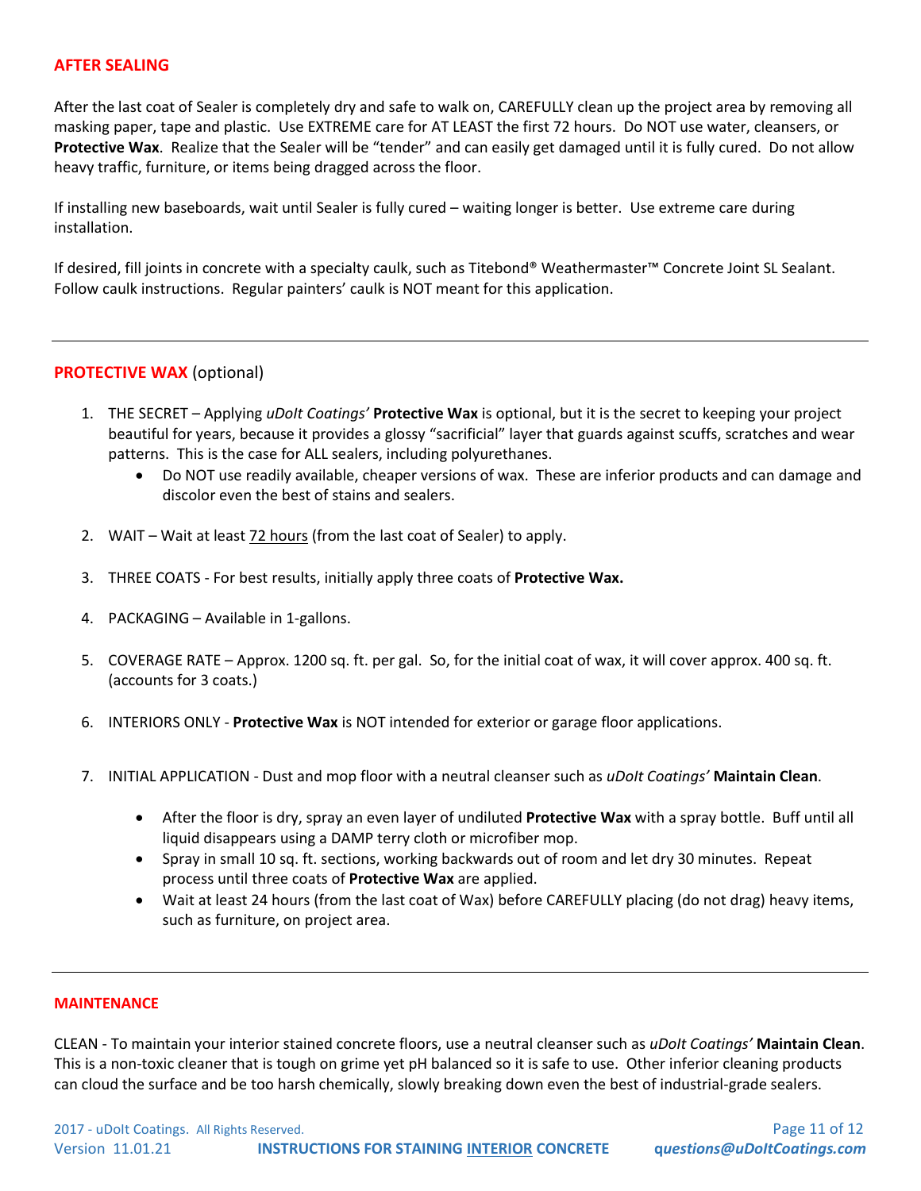## AFTER SEALING

After the last coat of Sealer is completely dry and safe to walk on, CAREFULLY clean up the project area by removing all masking paper, tape and plastic. Use EXTREME care for AT LEAST the first 72 hours. Do NOT use water, cleansers, or **Protective Wax**. Realize that the Sealer will be "tender" and can easily get damaged until it is fully cured. Do not allow heavy traffic, furniture, or items being dragged across the floor.

If installing new baseboards, wait until Sealer is fully cured – waiting longer is better. Use extreme care during installation.

If desired, fill joints in concrete with a specialty caulk, such as Titebond® Weathermaster™ Concrete Joint SL Sealant. Follow caulk instructions. Regular painters' caulk is NOT meant for this application.

---

## PROTECTIVE WAX (optional)

1. THE SECRET – Applying *uDoIt Coatings'* **Protective Wax** is optional, but it is the secret to keeping your project beautiful for years, because it provides a glossy "sacrificial" layer that guards against scuffs, scratches and wear patterns. This is the case for ALL sealers, including polyurethanes.
   - Do NOT use readily available, cheaper versions of wax. These are inferior products and can damage and discolor even the best of stains and sealers.
2. WAIT – Wait at least 72 hours (from the last coat of Sealer) to apply.
3. THREE COATS - For best results, initially apply three coats of **Protective Wax.**
4. PACKAGING – Available in 1-gallons.
5. COVERAGE RATE – Approx. 1200 sq. ft. per gal. So, for the initial coat of wax, it will cover approx. 400 sq. ft. (accounts for 3 coats.)
6. INTERIORS ONLY - **Protective Wax** is NOT intended for exterior or garage floor applications.
7. INITIAL APPLICATION - Dust and mop floor with a neutral cleanser such as *uDoIt Coatings'* **Maintain Clean**.
   - After the floor is dry, spray an even layer of undiluted **Protective Wax** with a spray bottle. Buff until all liquid disappears using a DAMP terry cloth or microfiber mop.
   - Spray in small 10 sq. ft. sections, working backwards out of room and let dry 30 minutes. Repeat process until three coats of **Protective Wax** are applied.
   - Wait at least 24 hours (from the last coat of Wax) before CAREFULLY placing (do not drag) heavy items, such as furniture, on project area.

---

## MAINTENANCE

CLEAN - To maintain your interior stained concrete floors, use a neutral cleanser such as *uDoIt Coatings'* **Maintain Clean**. This is a non-toxic cleaner that is tough on grime yet pH balanced so it is safe to use. Other inferior cleaning products can cloud the surface and be too harsh chemically, slowly breaking down even the best of industrial-grade sealers.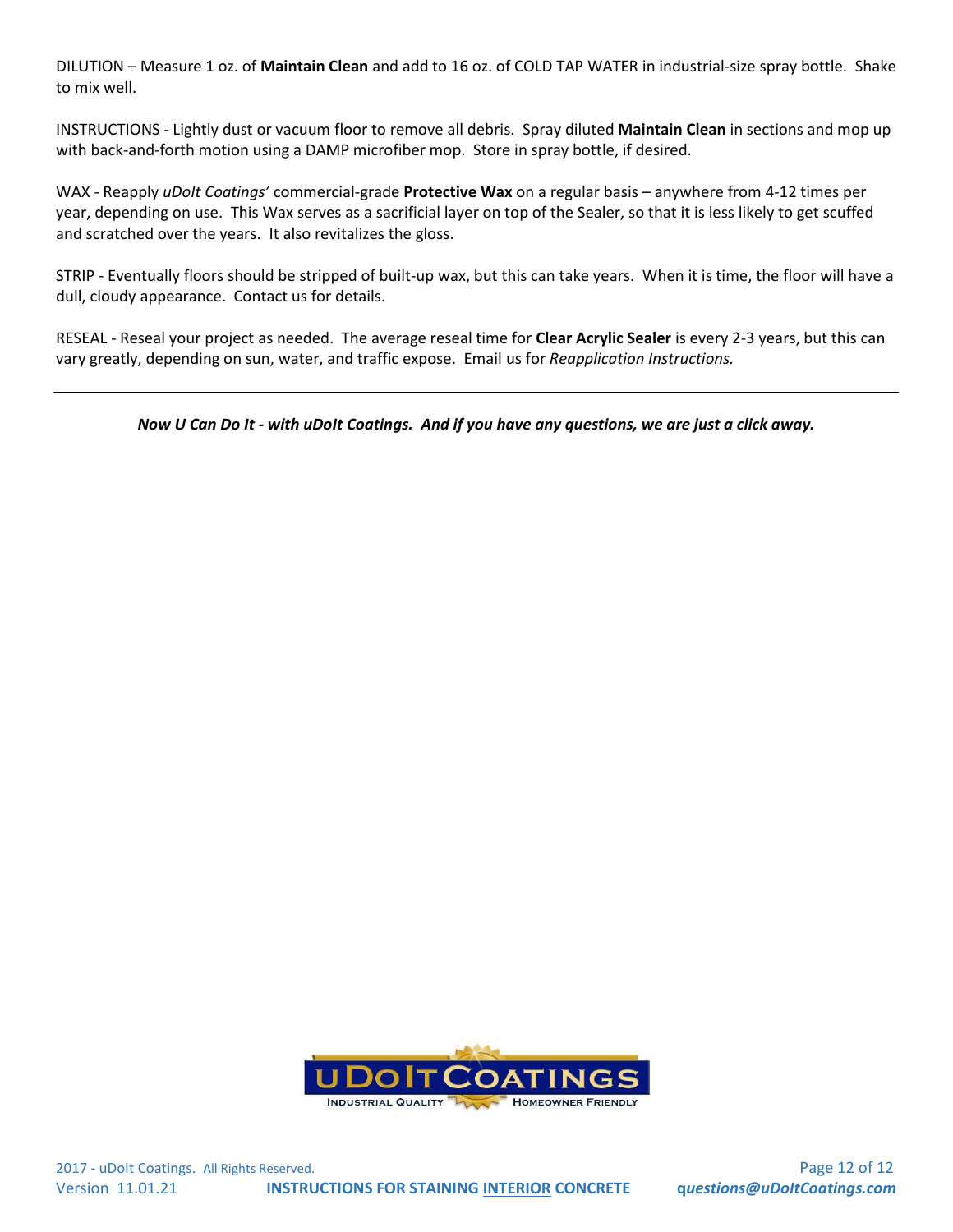DILUTION – Measure 1 oz. of **Maintain Clean** and add to 16 oz. of COLD TAP WATER in industrial-size spray bottle. Shake to mix well.

INSTRUCTIONS - Lightly dust or vacuum floor to remove all debris. Spray diluted **Maintain Clean** in sections and mop up with back-and-forth motion using a DAMP microfiber mop. Store in spray bottle, if desired.

WAX - Reapply *uDoIt Coatings'* commercial-grade **Protective Wax** on a regular basis – anywhere from 4-12 times per year, depending on use. This Wax serves as a sacrificial layer on top of the Sealer, so that it is less likely to get scuffed and scratched over the years. It also revitalizes the gloss.

STRIP - Eventually floors should be stripped of built-up wax, but this can take years. When it is time, the floor will have a dull, cloudy appearance. Contact us for details.

RESEAL - Reseal your project as needed. The average reseal time for **Clear Acrylic Sealer** is every 2-3 years, but this can vary greatly, depending on sun, water, and traffic expose. Email us for *Reapplication Instructions.*

---

***Now U Can Do It - with uDoIt Coatings. And if you have any questions, we are just a click away.***

uDoIt Coatings
INDUSTRIAL QUALITY HOMEOWNER FRIENDLY